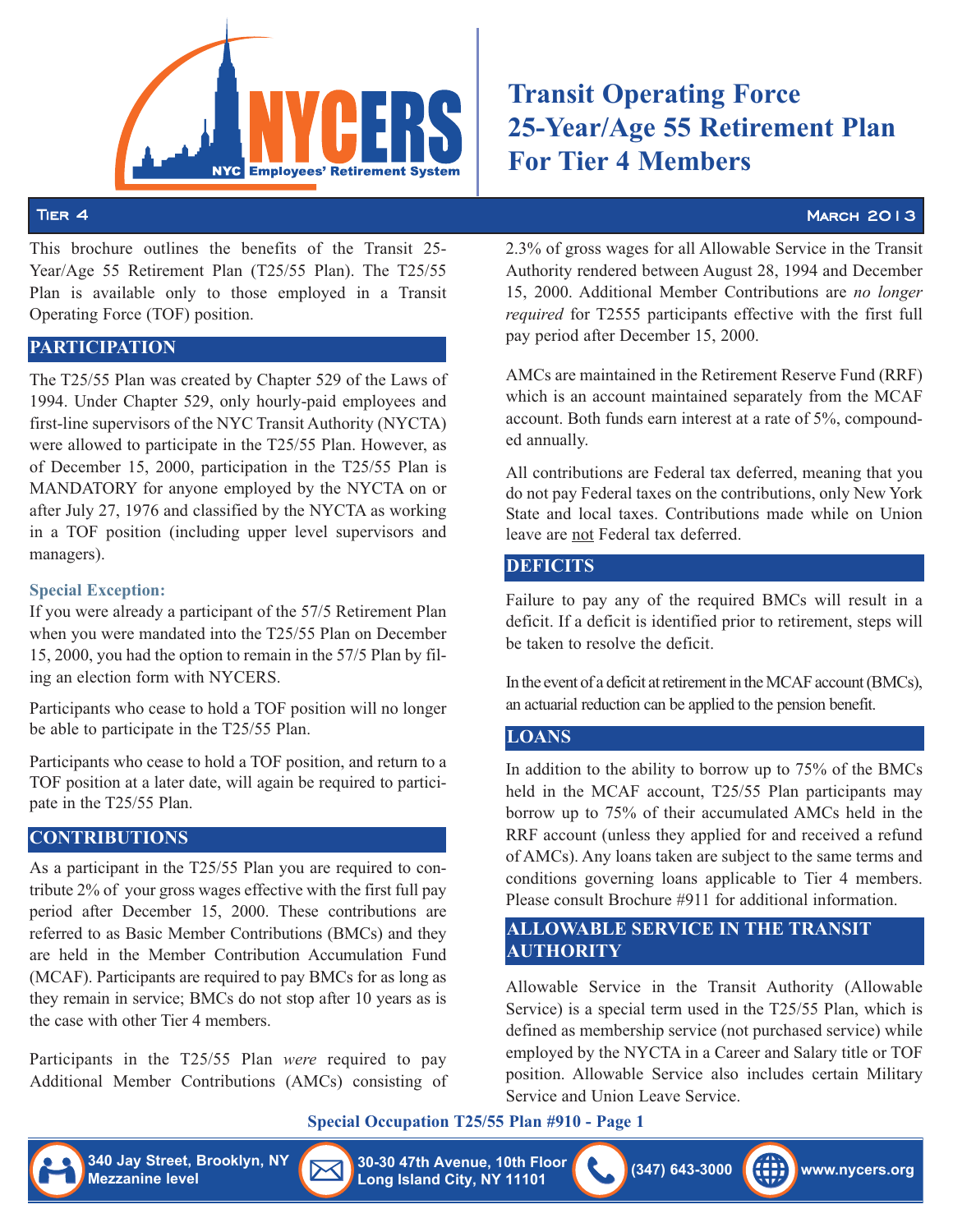# Transit Operating Force 25-Year/Age 55 Retirement Plan For Tier 4 Members

Tier 4 — March 2013

This brochure outlines the benefits of the Transit 25-Year/Age 55 Retirement Plan (T25/55 Plan). The T25/55 Plan is available only to those employed in a Transit Operating Force (TOF) position.

## PARTICIPATION

The T25/55 Plan was created by Chapter 529 of the Laws of 1994. Under Chapter 529, only hourly-paid employees and first-line supervisors of the NYC Transit Authority (NYCTA) were allowed to participate in the T25/55 Plan. However, as of December 15, 2000, participation in the T25/55 Plan is MANDATORY for anyone employed by the NYCTA on or after July 27, 1976 and classified by the NYCTA as working in a TOF position (including upper level supervisors and managers).

### Special Exception:

If you were already a participant of the 57/5 Retirement Plan when you were mandated into the T25/55 Plan on December 15, 2000, you had the option to remain in the 57/5 Plan by filing an election form with NYCERS.

Participants who cease to hold a TOF position will no longer be able to participate in the T25/55 Plan.

Participants who cease to hold a TOF position, and return to a TOF position at a later date, will again be required to participate in the T25/55 Plan.

## CONTRIBUTIONS

As a participant in the T25/55 Plan you are required to contribute 2% of your gross wages effective with the first full pay period after December 15, 2000. These contributions are referred to as Basic Member Contributions (BMCs) and they are held in the Member Contribution Accumulation Fund (MCAF). Participants are required to pay BMCs for as long as they remain in service; BMCs do not stop after 10 years as is the case with other Tier 4 members.

Participants in the T25/55 Plan *were* required to pay Additional Member Contributions (AMCs) consisting of 2.3% of gross wages for all Allowable Service in the Transit Authority rendered between August 28, 1994 and December 15, 2000. Additional Member Contributions are *no longer required* for T2555 participants effective with the first full pay period after December 15, 2000.

AMCs are maintained in the Retirement Reserve Fund (RRF) which is an account maintained separately from the MCAF account. Both funds earn interest at a rate of 5%, compounded annually.

All contributions are Federal tax deferred, meaning that you do not pay Federal taxes on the contributions, only New York State and local taxes. Contributions made while on Union leave are not Federal tax deferred.

## DEFICITS

Failure to pay any of the required BMCs will result in a deficit. If a deficit is identified prior to retirement, steps will be taken to resolve the deficit.

In the event of a deficit at retirement in the MCAF account (BMCs), an actuarial reduction can be applied to the pension benefit.

## LOANS

In addition to the ability to borrow up to 75% of the BMCs held in the MCAF account, T25/55 Plan participants may borrow up to 75% of their accumulated AMCs held in the RRF account (unless they applied for and received a refund of AMCs). Any loans taken are subject to the same terms and conditions governing loans applicable to Tier 4 members. Please consult Brochure #911 for additional information.

## ALLOWABLE SERVICE IN THE TRANSIT AUTHORITY

Allowable Service in the Transit Authority (Allowable Service) is a special term used in the T25/55 Plan, which is defined as membership service (not purchased service) while employed by the NYCTA in a Career and Salary title or TOF position. Allowable Service also includes certain Military Service and Union Leave Service.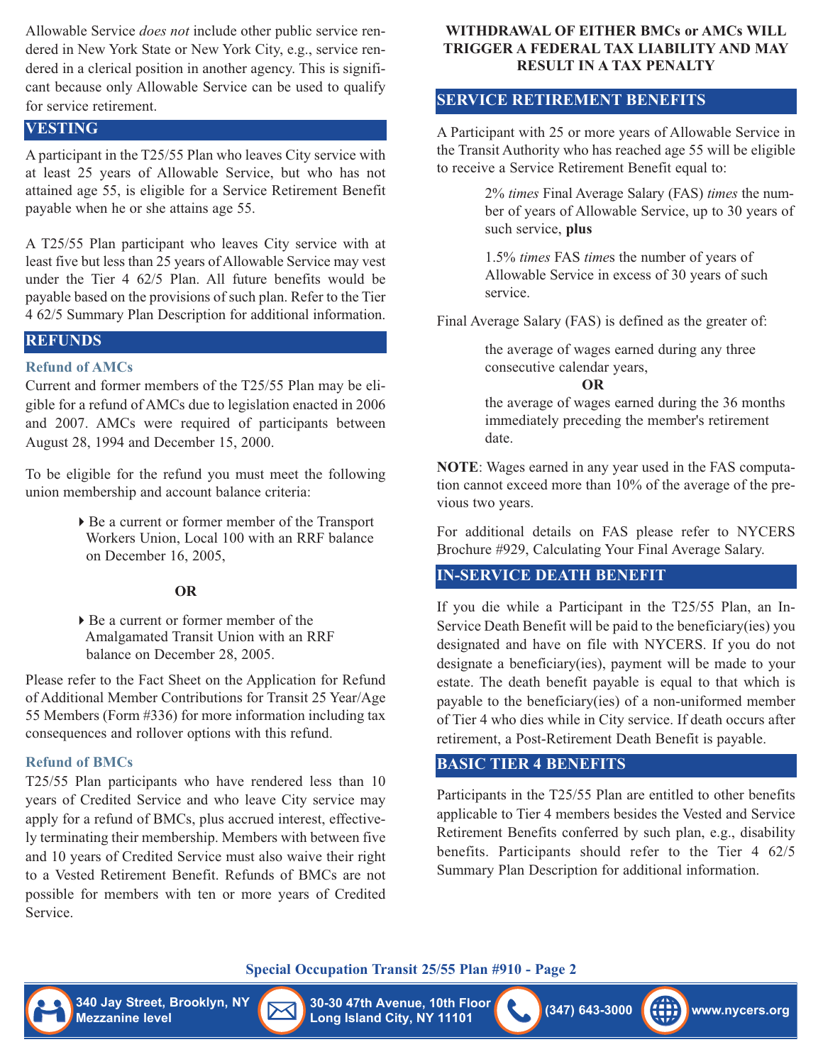Allowable Service *does not* include other public service rendered in New York State or New York City, e.g., service rendered in a clerical position in another agency. This is significant because only Allowable Service can be used to qualify for service retirement.

## VESTING

A participant in the T25/55 Plan who leaves City service with at least 25 years of Allowable Service, but who has not attained age 55, is eligible for a Service Retirement Benefit payable when he or she attains age 55.

A T25/55 Plan participant who leaves City service with at least five but less than 25 years of Allowable Service may vest under the Tier 4 62/5 Plan. All future benefits would be payable based on the provisions of such plan. Refer to the Tier 4 62/5 Summary Plan Description for additional information.

## REFUNDS

### Refund of AMCs

Current and former members of the T25/55 Plan may be eligible for a refund of AMCs due to legislation enacted in 2006 and 2007. AMCs were required of participants between August 28, 1994 and December 15, 2000.

To be eligible for the refund you must meet the following union membership and account balance criteria:

- Be a current or former member of the Transport Workers Union, Local 100 with an RRF balance on December 16, 2005,

**OR**

- Be a current or former member of the Amalgamated Transit Union with an RRF balance on December 28, 2005.

Please refer to the Fact Sheet on the Application for Refund of Additional Member Contributions for Transit 25 Year/Age 55 Members (Form #336) for more information including tax consequences and rollover options with this refund.

### Refund of BMCs

T25/55 Plan participants who have rendered less than 10 years of Credited Service and who leave City service may apply for a refund of BMCs, plus accrued interest, effectively terminating their membership. Members with between five and 10 years of Credited Service must also waive their right to a Vested Retirement Benefit. Refunds of BMCs are not possible for members with ten or more years of Credited Service.

**WITHDRAWAL OF EITHER BMCs or AMCs WILL TRIGGER A FEDERAL TAX LIABILITY AND MAY RESULT IN A TAX PENALTY**

## SERVICE RETIREMENT BENEFITS

A Participant with 25 or more years of Allowable Service in the Transit Authority who has reached age 55 will be eligible to receive a Service Retirement Benefit equal to:

> 2% *times* Final Average Salary (FAS) *times* the number of years of Allowable Service, up to 30 years of such service, **plus**
>
> 1.5% *times* FAS *time*s the number of years of Allowable Service in excess of 30 years of such service.

Final Average Salary (FAS) is defined as the greater of:

> the average of wages earned during any three consecutive calendar years,
>
> **OR**
>
> the average of wages earned during the 36 months immediately preceding the member's retirement date.

**NOTE**: Wages earned in any year used in the FAS computation cannot exceed more than 10% of the average of the previous two years.

For additional details on FAS please refer to NYCERS Brochure #929, Calculating Your Final Average Salary.

## IN-SERVICE DEATH BENEFIT

If you die while a Participant in the T25/55 Plan, an In-Service Death Benefit will be paid to the beneficiary(ies) you designated and have on file with NYCERS. If you do not designate a beneficiary(ies), payment will be made to your estate. The death benefit payable is equal to that which is payable to the beneficiary(ies) of a non-uniformed member of Tier 4 who dies while in City service. If death occurs after retirement, a Post-Retirement Death Benefit is payable.

## BASIC TIER 4 BENEFITS

Participants in the T25/55 Plan are entitled to other benefits applicable to Tier 4 members besides the Vested and Service Retirement Benefits conferred by such plan, e.g., disability benefits. Participants should refer to the Tier 4 62/5 Summary Plan Description for additional information.